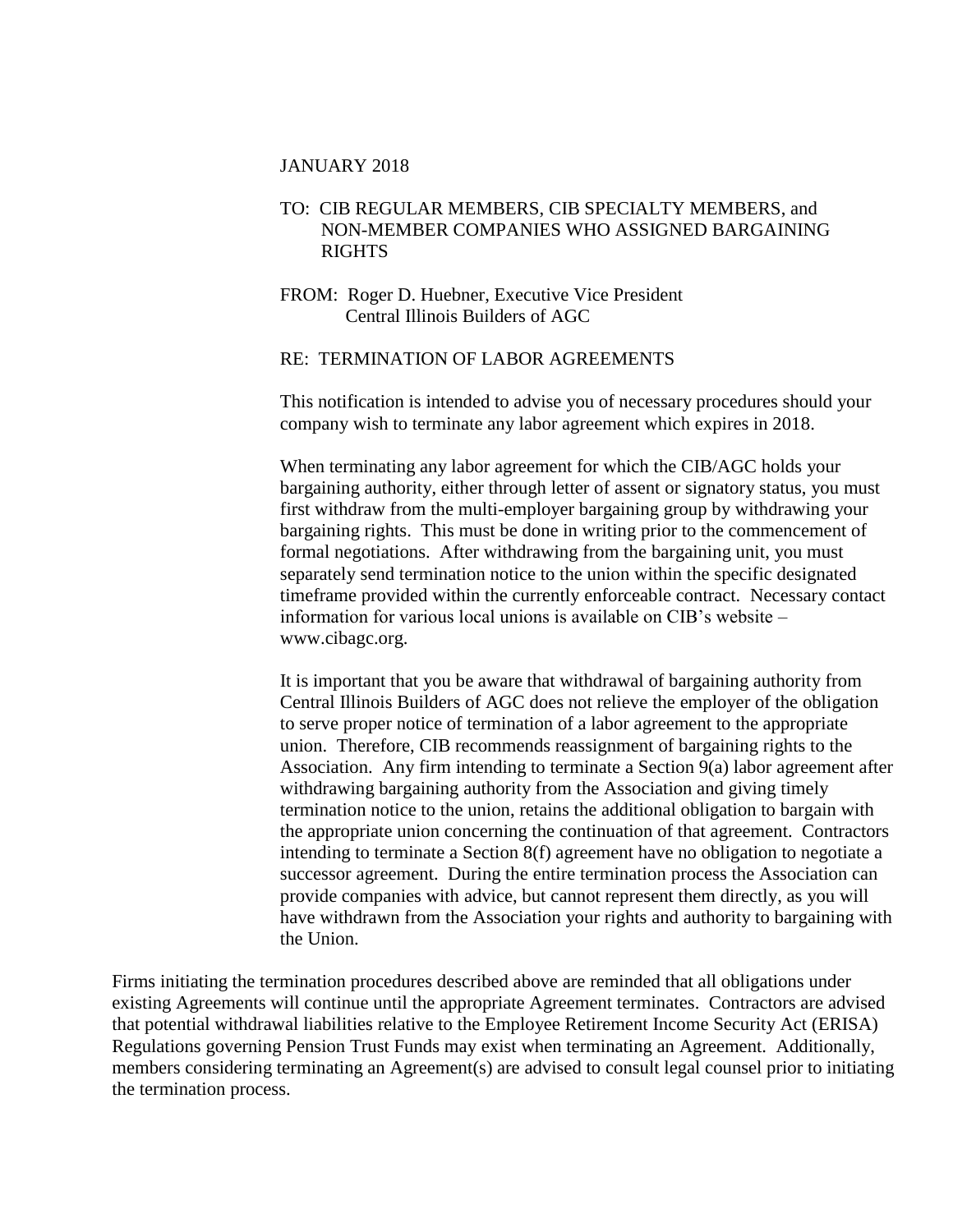JANUARY 2018

TO: CIB REGULAR MEMBERS, CIB SPECIALTY MEMBERS, and NON-MEMBER COMPANIES WHO ASSIGNED BARGAINING RIGHTS

FROM: Roger D. Huebner, Executive Vice President
Central Illinois Builders of AGC

RE: TERMINATION OF LABOR AGREEMENTS

This notification is intended to advise you of necessary procedures should your company wish to terminate any labor agreement which expires in 2018.

When terminating any labor agreement for which the CIB/AGC holds your bargaining authority, either through letter of assent or signatory status, you must first withdraw from the multi-employer bargaining group by withdrawing your bargaining rights. This must be done in writing prior to the commencement of formal negotiations. After withdrawing from the bargaining unit, you must separately send termination notice to the union within the specific designated timeframe provided within the currently enforceable contract. Necessary contact information for various local unions is available on CIB's website – www.cibagc.org.

It is important that you be aware that withdrawal of bargaining authority from Central Illinois Builders of AGC does not relieve the employer of the obligation to serve proper notice of termination of a labor agreement to the appropriate union. Therefore, CIB recommends reassignment of bargaining rights to the Association. Any firm intending to terminate a Section 9(a) labor agreement after withdrawing bargaining authority from the Association and giving timely termination notice to the union, retains the additional obligation to bargain with the appropriate union concerning the continuation of that agreement. Contractors intending to terminate a Section 8(f) agreement have no obligation to negotiate a successor agreement. During the entire termination process the Association can provide companies with advice, but cannot represent them directly, as you will have withdrawn from the Association your rights and authority to bargaining with the Union.

Firms initiating the termination procedures described above are reminded that all obligations under existing Agreements will continue until the appropriate Agreement terminates. Contractors are advised that potential withdrawal liabilities relative to the Employee Retirement Income Security Act (ERISA) Regulations governing Pension Trust Funds may exist when terminating an Agreement. Additionally, members considering terminating an Agreement(s) are advised to consult legal counsel prior to initiating the termination process.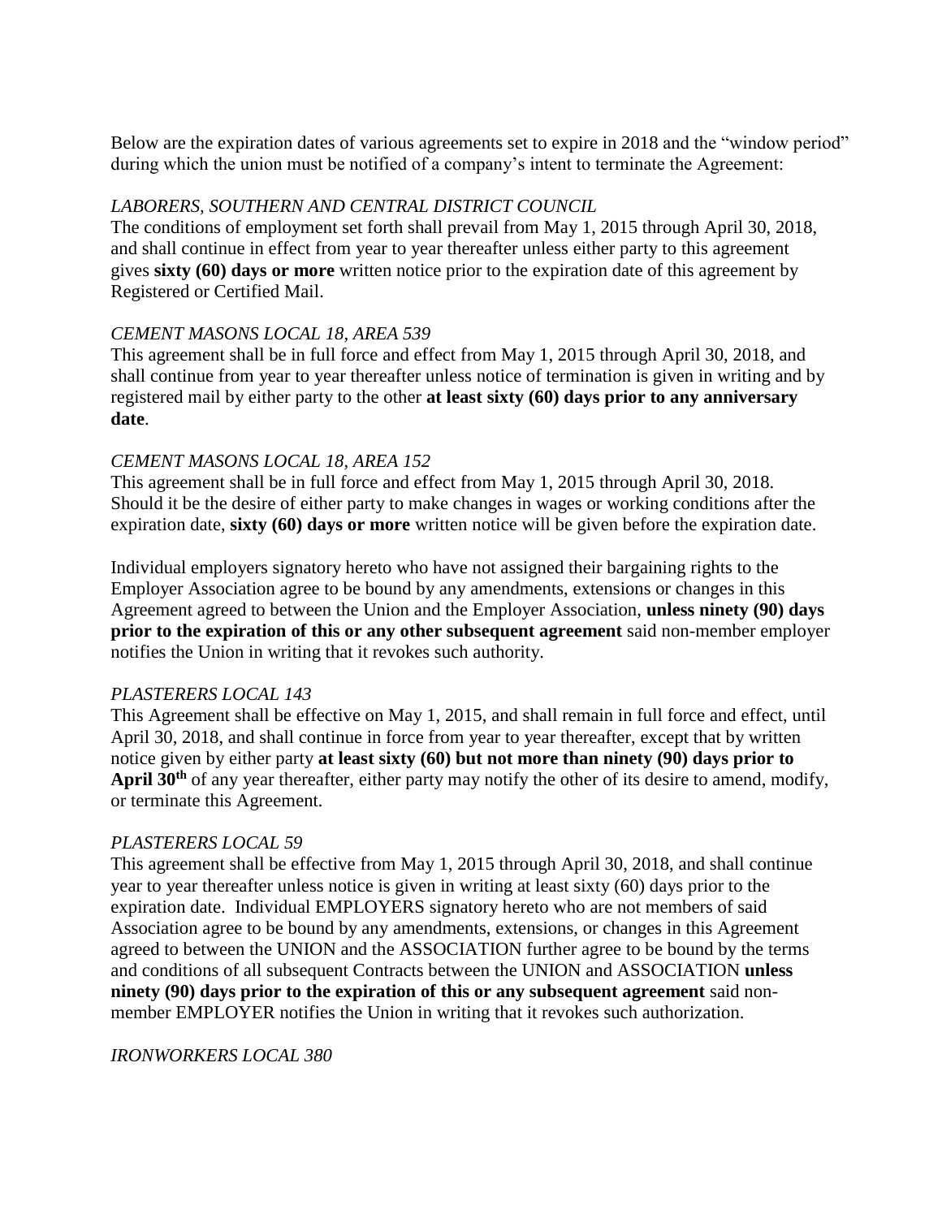Below are the expiration dates of various agreements set to expire in 2018 and the "window period" during which the union must be notified of a company's intent to terminate the Agreement:

*LABORERS, SOUTHERN AND CENTRAL DISTRICT COUNCIL*

The conditions of employment set forth shall prevail from May 1, 2015 through April 30, 2018, and shall continue in effect from year to year thereafter unless either party to this agreement gives **sixty (60) days or more** written notice prior to the expiration date of this agreement by Registered or Certified Mail.

*CEMENT MASONS LOCAL 18, AREA 539*

This agreement shall be in full force and effect from May 1, 2015 through April 30, 2018, and shall continue from year to year thereafter unless notice of termination is given in writing and by registered mail by either party to the other **at least sixty (60) days prior to any anniversary date**.

*CEMENT MASONS LOCAL 18, AREA 152*

This agreement shall be in full force and effect from May 1, 2015 through April 30, 2018. Should it be the desire of either party to make changes in wages or working conditions after the expiration date, **sixty (60) days or more** written notice will be given before the expiration date.

Individual employers signatory hereto who have not assigned their bargaining rights to the Employer Association agree to be bound by any amendments, extensions or changes in this Agreement agreed to between the Union and the Employer Association, **unless ninety (90) days prior to the expiration of this or any other subsequent agreement** said non-member employer notifies the Union in writing that it revokes such authority.

*PLASTERERS LOCAL 143*

This Agreement shall be effective on May 1, 2015, and shall remain in full force and effect, until April 30, 2018, and shall continue in force from year to year thereafter, except that by written notice given by either party **at least sixty (60) but not more than ninety (90) days prior to April 30th** of any year thereafter, either party may notify the other of its desire to amend, modify, or terminate this Agreement.

*PLASTERERS LOCAL 59*

This agreement shall be effective from May 1, 2015 through April 30, 2018, and shall continue year to year thereafter unless notice is given in writing at least sixty (60) days prior to the expiration date. Individual EMPLOYERS signatory hereto who are not members of said Association agree to be bound by any amendments, extensions, or changes in this Agreement agreed to between the UNION and the ASSOCIATION further agree to be bound by the terms and conditions of all subsequent Contracts between the UNION and ASSOCIATION **unless ninety (90) days prior to the expiration of this or any subsequent agreement** said non-member EMPLOYER notifies the Union in writing that it revokes such authorization.

*IRONWORKERS LOCAL 380*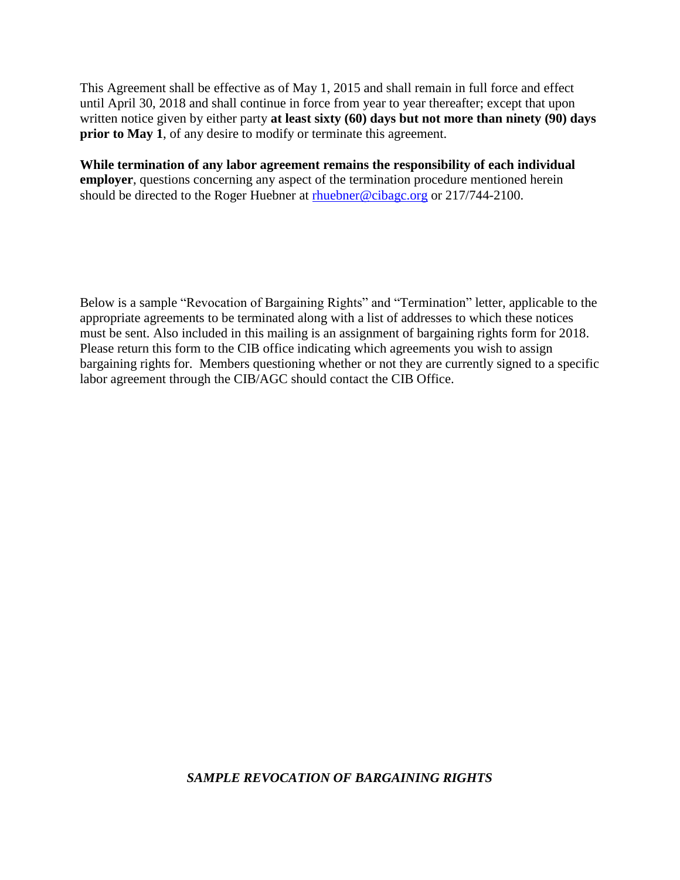This Agreement shall be effective as of May 1, 2015 and shall remain in full force and effect until April 30, 2018 and shall continue in force from year to year thereafter; except that upon written notice given by either party **at least sixty (60) days but not more than ninety (90) days prior to May 1**, of any desire to modify or terminate this agreement.

**While termination of any labor agreement remains the responsibility of each individual employer**, questions concerning any aspect of the termination procedure mentioned herein should be directed to the Roger Huebner at [rhuebner@cibagc.org](mailto:rhuebner@cibagc.org) or 217/744-2100.

Below is a sample "Revocation of Bargaining Rights" and "Termination" letter, applicable to the appropriate agreements to be terminated along with a list of addresses to which these notices must be sent. Also included in this mailing is an assignment of bargaining rights form for 2018. Please return this form to the CIB office indicating which agreements you wish to assign bargaining rights for. Members questioning whether or not they are currently signed to a specific labor agreement through the CIB/AGC should contact the CIB Office.

***SAMPLE REVOCATION OF BARGAINING RIGHTS***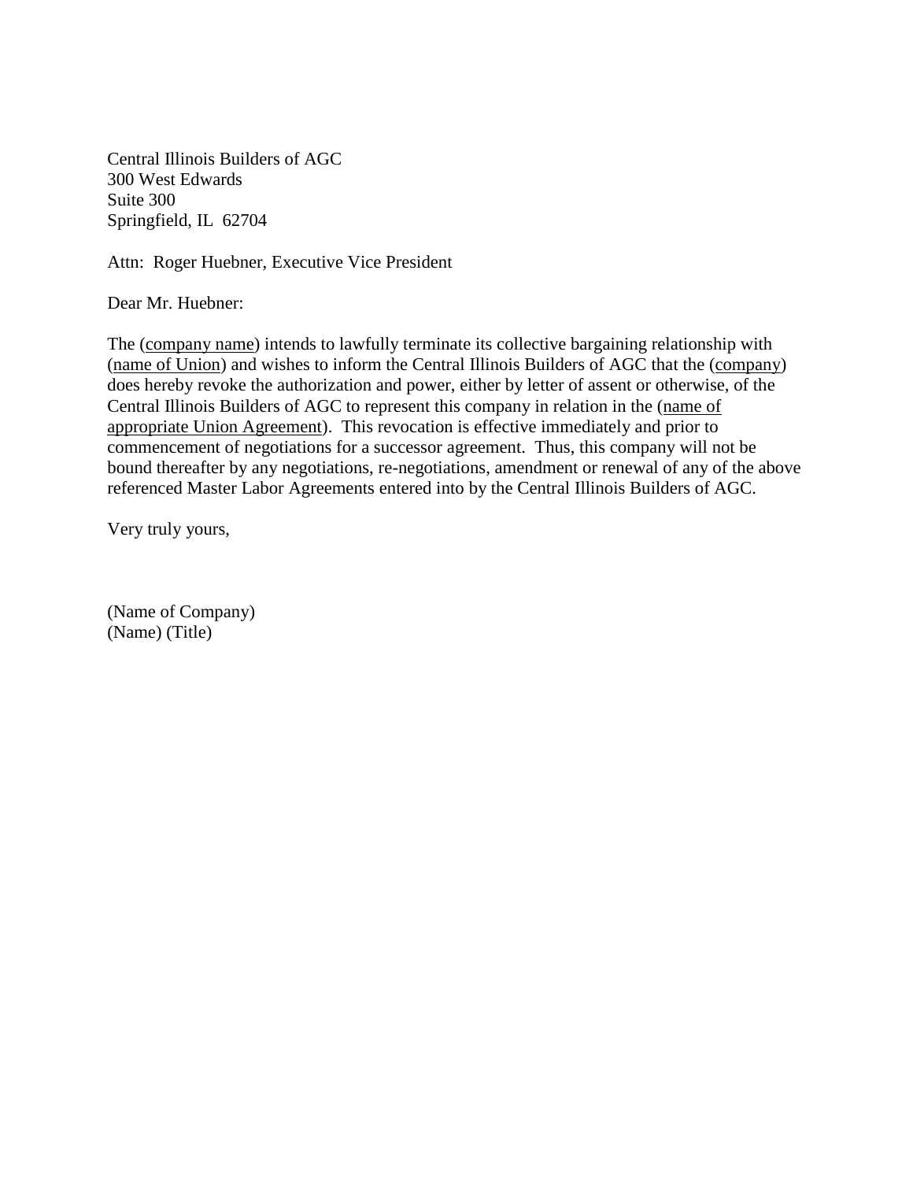Central Illinois Builders of AGC
300 West Edwards
Suite 300
Springfield, IL 62704

Attn: Roger Huebner, Executive Vice President

Dear Mr. Huebner:

The (company name) intends to lawfully terminate its collective bargaining relationship with (name of Union) and wishes to inform the Central Illinois Builders of AGC that the (company) does hereby revoke the authorization and power, either by letter of assent or otherwise, of the Central Illinois Builders of AGC to represent this company in relation in the (name of appropriate Union Agreement). This revocation is effective immediately and prior to commencement of negotiations for a successor agreement. Thus, this company will not be bound thereafter by any negotiations, re-negotiations, amendment or renewal of any of the above referenced Master Labor Agreements entered into by the Central Illinois Builders of AGC.

Very truly yours,

(Name of Company)
(Name) (Title)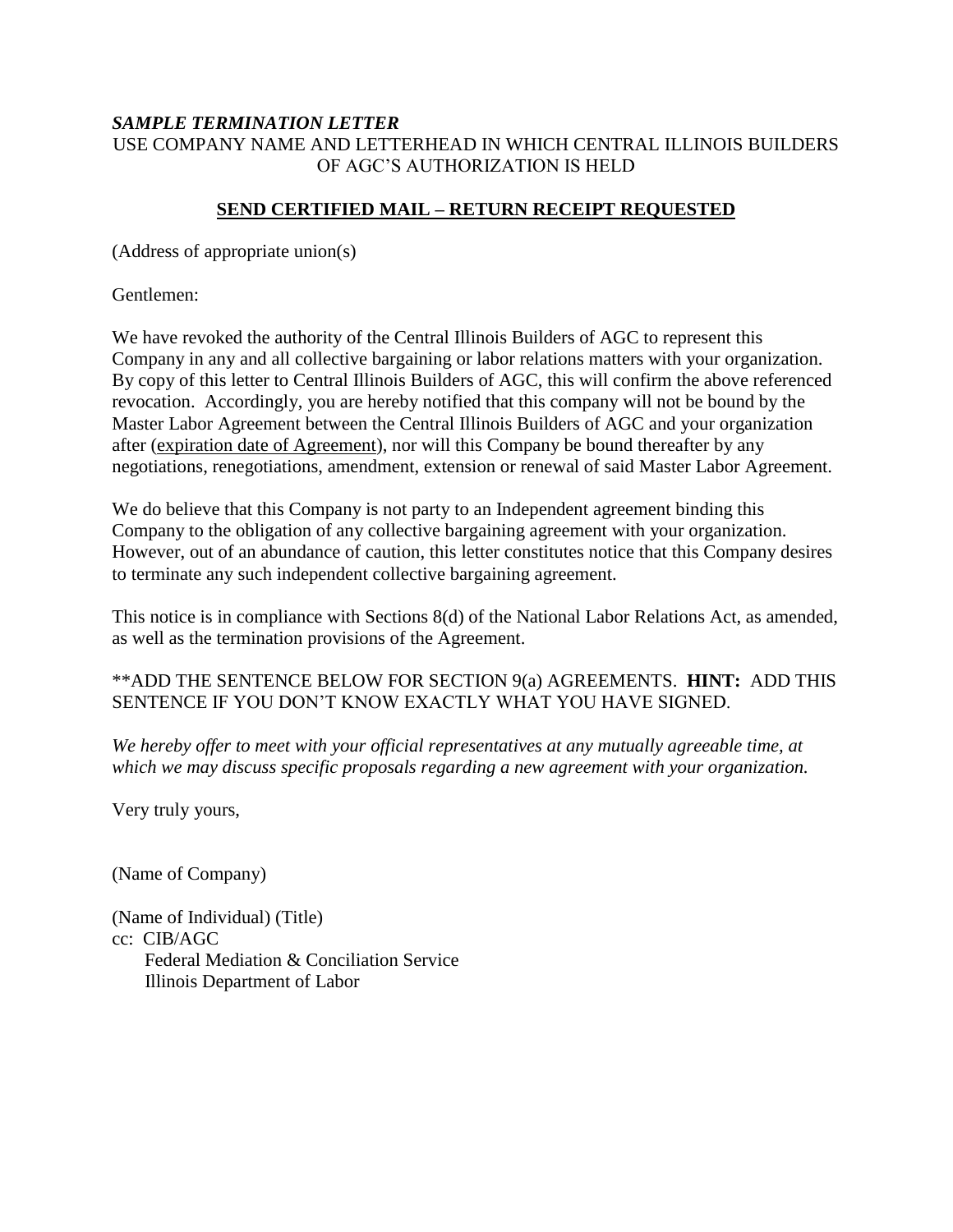***SAMPLE TERMINATION LETTER***

USE COMPANY NAME AND LETTERHEAD IN WHICH CENTRAL ILLINOIS BUILDERS OF AGC'S AUTHORIZATION IS HELD

**<u>SEND CERTIFIED MAIL – RETURN RECEIPT REQUESTED</u>**

(Address of appropriate union(s)

Gentlemen:

We have revoked the authority of the Central Illinois Builders of AGC to represent this Company in any and all collective bargaining or labor relations matters with your organization. By copy of this letter to Central Illinois Builders of AGC, this will confirm the above referenced revocation. Accordingly, you are hereby notified that this company will not be bound by the Master Labor Agreement between the Central Illinois Builders of AGC and your organization after (<u>expiration date of Agreement</u>), nor will this Company be bound thereafter by any negotiations, renegotiations, amendment, extension or renewal of said Master Labor Agreement.

We do believe that this Company is not party to an Independent agreement binding this Company to the obligation of any collective bargaining agreement with your organization. However, out of an abundance of caution, this letter constitutes notice that this Company desires to terminate any such independent collective bargaining agreement.

This notice is in compliance with Sections 8(d) of the National Labor Relations Act, as amended, as well as the termination provisions of the Agreement.

**ADD THE SENTENCE BELOW FOR SECTION 9(a) AGREEMENTS. **HINT:** ADD THIS SENTENCE IF YOU DON'T KNOW EXACTLY WHAT YOU HAVE SIGNED.

*We hereby offer to meet with your official representatives at any mutually agreeable time, at which we may discuss specific proposals regarding a new agreement with your organization.*

Very truly yours,

(Name of Company)

(Name of Individual) (Title)

cc: CIB/AGC
Federal Mediation & Conciliation Service
Illinois Department of Labor